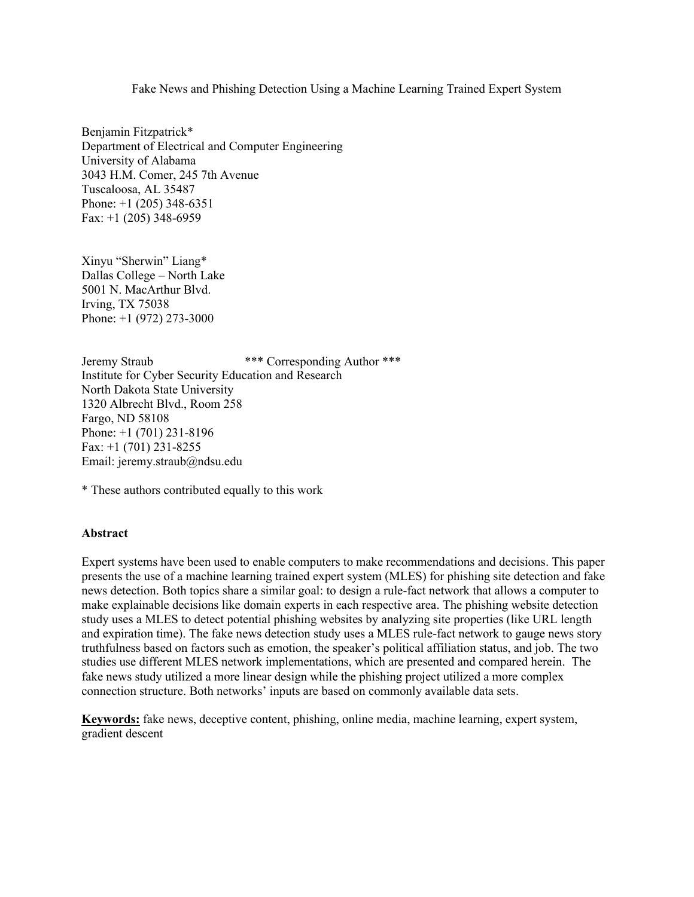# Fake News and Phishing Detection Using a Machine Learning Trained Expert System

Benjamin Fitzpatrick*
Department of Electrical and Computer Engineering
University of Alabama
3043 H.M. Comer, 245 7th Avenue
Tuscaloosa, AL 35487
Phone: +1 (205) 348-6351
Fax: +1 (205) 348-6959

Xinyu "Sherwin" Liang*
Dallas College – North Lake
5001 N. MacArthur Blvd.
Irving, TX 75038
Phone: +1 (972) 273-3000

Jeremy Straub *** Corresponding Author ***
Institute for Cyber Security Education and Research
North Dakota State University
1320 Albrecht Blvd., Room 258
Fargo, ND 58108
Phone: +1 (701) 231-8196
Fax: +1 (701) 231-8255
Email: jeremy.straub@ndsu.edu

* These authors contributed equally to this work

## Abstract

Expert systems have been used to enable computers to make recommendations and decisions. This paper presents the use of a machine learning trained expert system (MLES) for phishing site detection and fake news detection. Both topics share a similar goal: to design a rule-fact network that allows a computer to make explainable decisions like domain experts in each respective area. The phishing website detection study uses a MLES to detect potential phishing websites by analyzing site properties (like URL length and expiration time). The fake news detection study uses a MLES rule-fact network to gauge news story truthfulness based on factors such as emotion, the speaker's political affiliation status, and job. The two studies use different MLES network implementations, which are presented and compared herein. The fake news study utilized a more linear design while the phishing project utilized a more complex connection structure. Both networks' inputs are based on commonly available data sets.

**Keywords:** fake news, deceptive content, phishing, online media, machine learning, expert system, gradient descent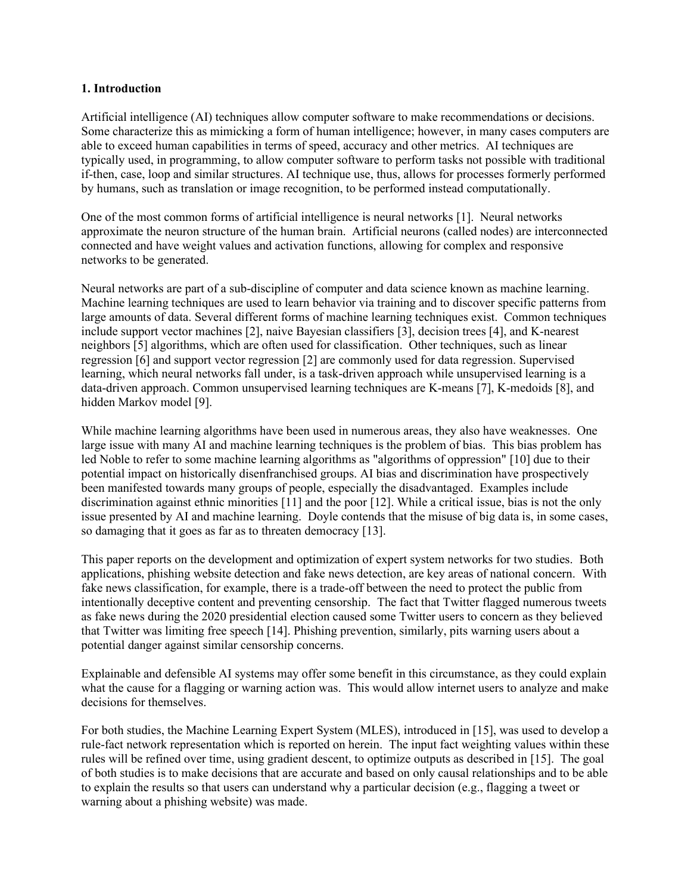## 1. Introduction

Artificial intelligence (AI) techniques allow computer software to make recommendations or decisions. Some characterize this as mimicking a form of human intelligence; however, in many cases computers are able to exceed human capabilities in terms of speed, accuracy and other metrics. AI techniques are typically used, in programming, to allow computer software to perform tasks not possible with traditional if-then, case, loop and similar structures. AI technique use, thus, allows for processes formerly performed by humans, such as translation or image recognition, to be performed instead computationally.

One of the most common forms of artificial intelligence is neural networks [1]. Neural networks approximate the neuron structure of the human brain. Artificial neurons (called nodes) are interconnected connected and have weight values and activation functions, allowing for complex and responsive networks to be generated.

Neural networks are part of a sub-discipline of computer and data science known as machine learning. Machine learning techniques are used to learn behavior via training and to discover specific patterns from large amounts of data. Several different forms of machine learning techniques exist. Common techniques include support vector machines [2], naive Bayesian classifiers [3], decision trees [4], and K-nearest neighbors [5] algorithms, which are often used for classification. Other techniques, such as linear regression [6] and support vector regression [2] are commonly used for data regression. Supervised learning, which neural networks fall under, is a task-driven approach while unsupervised learning is a data-driven approach. Common unsupervised learning techniques are K-means [7], K-medoids [8], and hidden Markov model [9].

While machine learning algorithms have been used in numerous areas, they also have weaknesses. One large issue with many AI and machine learning techniques is the problem of bias. This bias problem has led Noble to refer to some machine learning algorithms as "algorithms of oppression" [10] due to their potential impact on historically disenfranchised groups. AI bias and discrimination have prospectively been manifested towards many groups of people, especially the disadvantaged. Examples include discrimination against ethnic minorities [11] and the poor [12]. While a critical issue, bias is not the only issue presented by AI and machine learning. Doyle contends that the misuse of big data is, in some cases, so damaging that it goes as far as to threaten democracy [13].

This paper reports on the development and optimization of expert system networks for two studies. Both applications, phishing website detection and fake news detection, are key areas of national concern. With fake news classification, for example, there is a trade-off between the need to protect the public from intentionally deceptive content and preventing censorship. The fact that Twitter flagged numerous tweets as fake news during the 2020 presidential election caused some Twitter users to concern as they believed that Twitter was limiting free speech [14]. Phishing prevention, similarly, pits warning users about a potential danger against similar censorship concerns.

Explainable and defensible AI systems may offer some benefit in this circumstance, as they could explain what the cause for a flagging or warning action was. This would allow internet users to analyze and make decisions for themselves.

For both studies, the Machine Learning Expert System (MLES), introduced in [15], was used to develop a rule-fact network representation which is reported on herein. The input fact weighting values within these rules will be refined over time, using gradient descent, to optimize outputs as described in [15]. The goal of both studies is to make decisions that are accurate and based on only causal relationships and to be able to explain the results so that users can understand why a particular decision (e.g., flagging a tweet or warning about a phishing website) was made.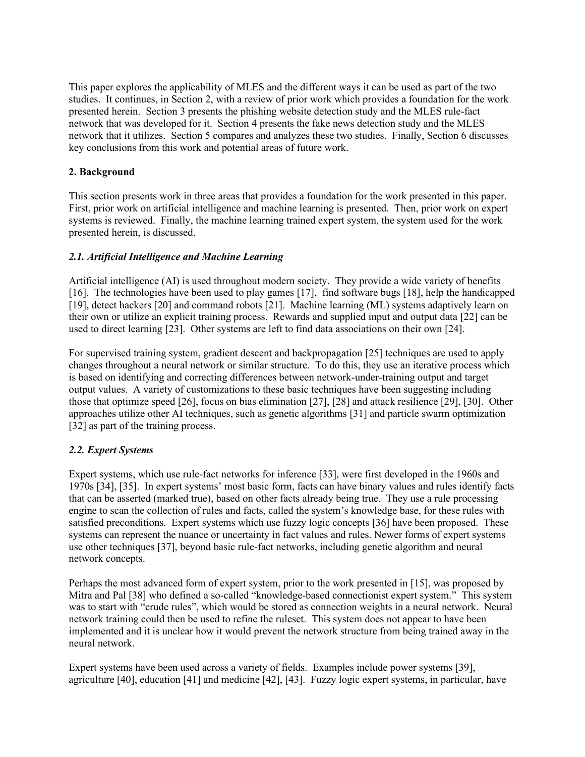This paper explores the applicability of MLES and the different ways it can be used as part of the two studies. It continues, in Section 2, with a review of prior work which provides a foundation for the work presented herein. Section 3 presents the phishing website detection study and the MLES rule-fact network that was developed for it. Section 4 presents the fake news detection study and the MLES network that it utilizes. Section 5 compares and analyzes these two studies. Finally, Section 6 discusses key conclusions from this work and potential areas of future work.

## 2. Background

This section presents work in three areas that provides a foundation for the work presented in this paper. First, prior work on artificial intelligence and machine learning is presented. Then, prior work on expert systems is reviewed. Finally, the machine learning trained expert system, the system used for the work presented herein, is discussed.

### *2.1. Artificial Intelligence and Machine Learning*

Artificial intelligence (AI) is used throughout modern society. They provide a wide variety of benefits [16]. The technologies have been used to play games [17], find software bugs [18], help the handicapped [19], detect hackers [20] and command robots [21]. Machine learning (ML) systems adaptively learn on their own or utilize an explicit training process. Rewards and supplied input and output data [22] can be used to direct learning [23]. Other systems are left to find data associations on their own [24].

For supervised training system, gradient descent and backpropagation [25] techniques are used to apply changes throughout a neural network or similar structure. To do this, they use an iterative process which is based on identifying and correcting differences between network-under-training output and target output values. A variety of customizations to these basic techniques have been suggesting including those that optimize speed [26], focus on bias elimination [27], [28] and attack resilience [29], [30]. Other approaches utilize other AI techniques, such as genetic algorithms [31] and particle swarm optimization [32] as part of the training process.

### *2.2. Expert Systems*

Expert systems, which use rule-fact networks for inference [33], were first developed in the 1960s and 1970s [34], [35]. In expert systems' most basic form, facts can have binary values and rules identify facts that can be asserted (marked true), based on other facts already being true. They use a rule processing engine to scan the collection of rules and facts, called the system's knowledge base, for these rules with satisfied preconditions. Expert systems which use fuzzy logic concepts [36] have been proposed. These systems can represent the nuance or uncertainty in fact values and rules. Newer forms of expert systems use other techniques [37], beyond basic rule-fact networks, including genetic algorithm and neural network concepts.

Perhaps the most advanced form of expert system, prior to the work presented in [15], was proposed by Mitra and Pal [38] who defined a so-called "knowledge-based connectionist expert system." This system was to start with "crude rules", which would be stored as connection weights in a neural network. Neural network training could then be used to refine the ruleset. This system does not appear to have been implemented and it is unclear how it would prevent the network structure from being trained away in the neural network.

Expert systems have been used across a variety of fields. Examples include power systems [39], agriculture [40], education [41] and medicine [42], [43]. Fuzzy logic expert systems, in particular, have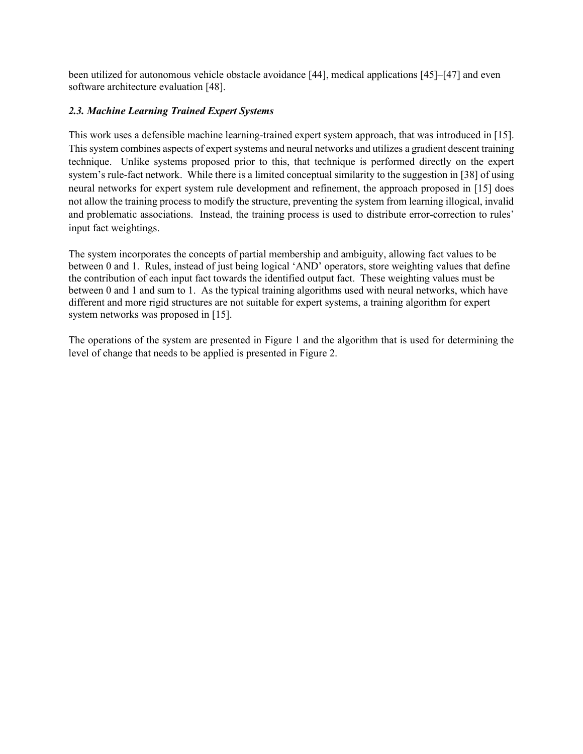been utilized for autonomous vehicle obstacle avoidance [44], medical applications [45]–[47] and even software architecture evaluation [48].

### *2.3. Machine Learning Trained Expert Systems*

This work uses a defensible machine learning-trained expert system approach, that was introduced in [15]. This system combines aspects of expert systems and neural networks and utilizes a gradient descent training technique. Unlike systems proposed prior to this, that technique is performed directly on the expert system's rule-fact network. While there is a limited conceptual similarity to the suggestion in [38] of using neural networks for expert system rule development and refinement, the approach proposed in [15] does not allow the training process to modify the structure, preventing the system from learning illogical, invalid and problematic associations. Instead, the training process is used to distribute error-correction to rules' input fact weightings.

The system incorporates the concepts of partial membership and ambiguity, allowing fact values to be between 0 and 1. Rules, instead of just being logical 'AND' operators, store weighting values that define the contribution of each input fact towards the identified output fact. These weighting values must be between 0 and 1 and sum to 1. As the typical training algorithms used with neural networks, which have different and more rigid structures are not suitable for expert systems, a training algorithm for expert system networks was proposed in [15].

The operations of the system are presented in Figure 1 and the algorithm that is used for determining the level of change that needs to be applied is presented in Figure 2.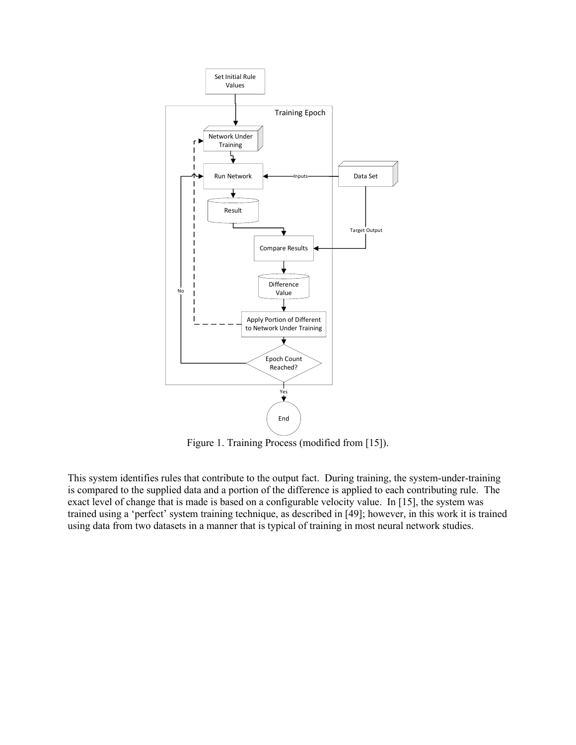Figure 1. Training Process (modified from [15]).

This system identifies rules that contribute to the output fact. During training, the system-under-training is compared to the supplied data and a portion of the difference is applied to each contributing rule. The exact level of change that is made is based on a configurable velocity value. In [15], the system was trained using a 'perfect' system training technique, as described in [49]; however, in this work it is trained using data from two datasets in a manner that is typical of training in most neural network studies.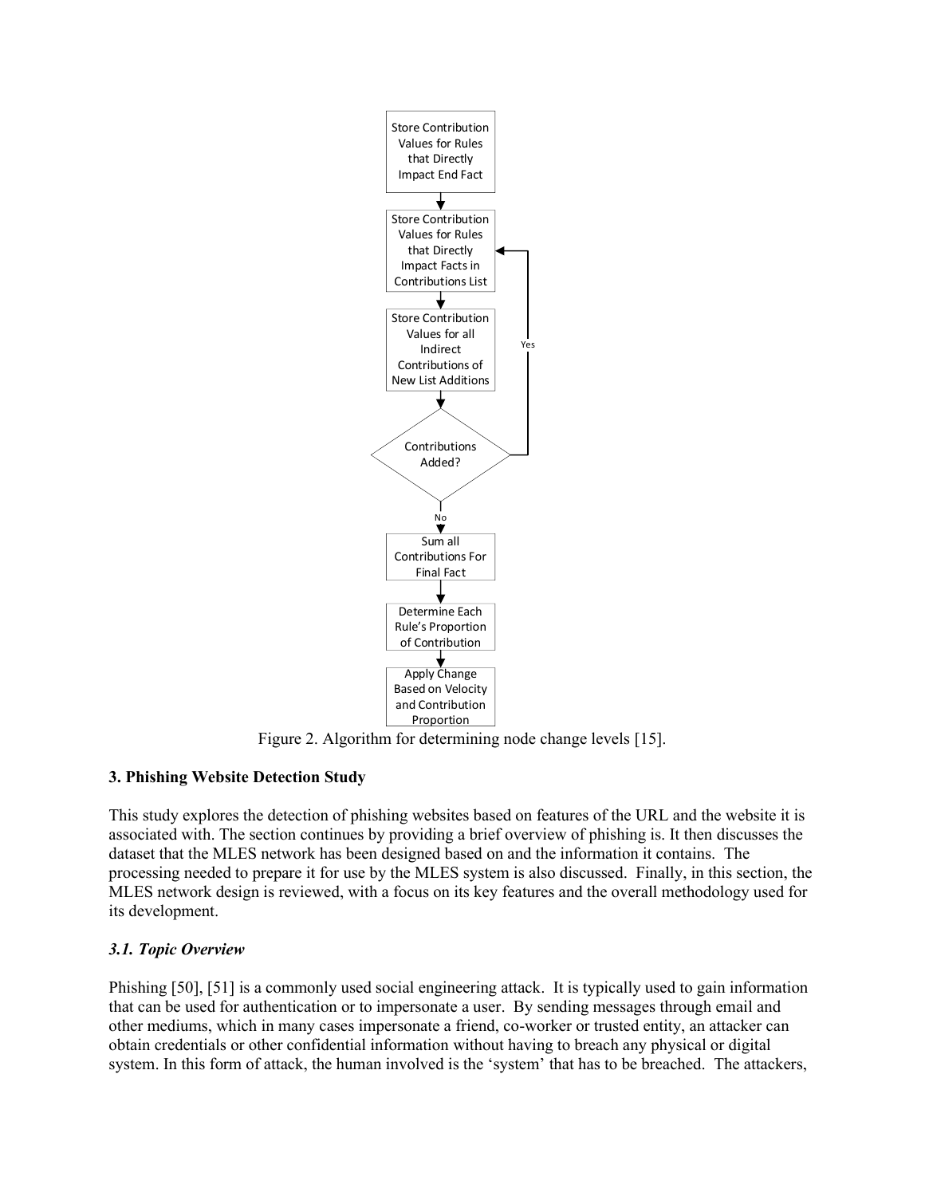Figure 2. Algorithm for determining node change levels [15].

## 3. Phishing Website Detection Study

This study explores the detection of phishing websites based on features of the URL and the website it is associated with. The section continues by providing a brief overview of phishing is. It then discusses the dataset that the MLES network has been designed based on and the information it contains. The processing needed to prepare it for use by the MLES system is also discussed. Finally, in this section, the MLES network design is reviewed, with a focus on its key features and the overall methodology used for its development.

### *3.1. Topic Overview*

Phishing [50], [51] is a commonly used social engineering attack. It is typically used to gain information that can be used for authentication or to impersonate a user. By sending messages through email and other mediums, which in many cases impersonate a friend, co-worker or trusted entity, an attacker can obtain credentials or other confidential information without having to breach any physical or digital system. In this form of attack, the human involved is the 'system' that has to be breached. The attackers,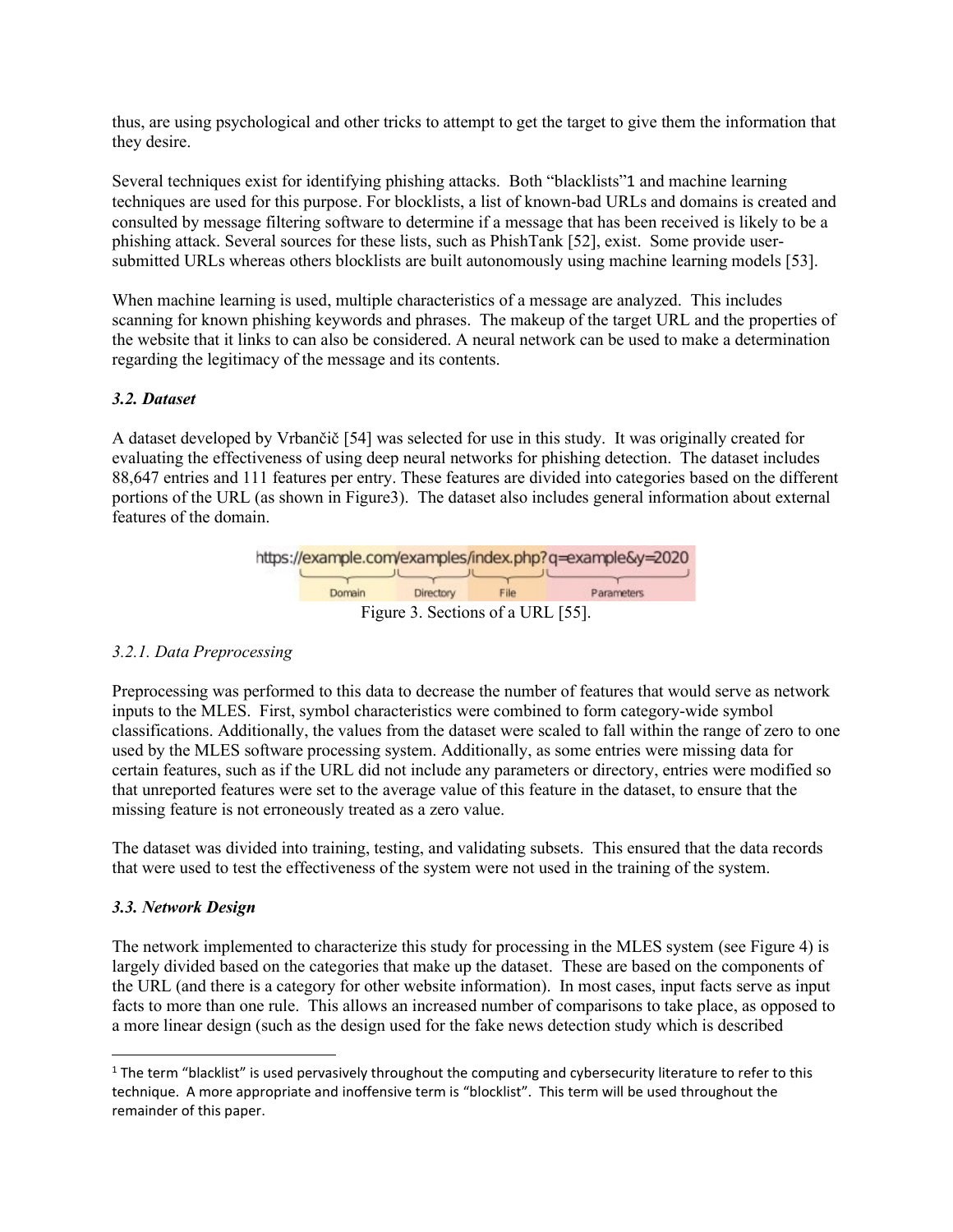thus, are using psychological and other tricks to attempt to get the target to give them the information that they desire.

Several techniques exist for identifying phishing attacks. Both "blacklists"1 and machine learning techniques are used for this purpose. For blocklists, a list of known-bad URLs and domains is created and consulted by message filtering software to determine if a message that has been received is likely to be a phishing attack. Several sources for these lists, such as PhishTank [52], exist. Some provide user-submitted URLs whereas others blocklists are built autonomously using machine learning models [53].

When machine learning is used, multiple characteristics of a message are analyzed. This includes scanning for known phishing keywords and phrases. The makeup of the target URL and the properties of the website that it links to can also be considered. A neural network can be used to make a determination regarding the legitimacy of the message and its contents.

### *3.2. Dataset*

A dataset developed by Vrbančič [54] was selected for use in this study. It was originally created for evaluating the effectiveness of using deep neural networks for phishing detection. The dataset includes 88,647 entries and 111 features per entry. These features are divided into categories based on the different portions of the URL (as shown in Figure3). The dataset also includes general information about external features of the domain.

https://example.com/examples/index.php?q=example&y=2020

Domain | Directory | File | Parameters

Figure 3. Sections of a URL [55].

#### *3.2.1. Data Preprocessing*

Preprocessing was performed to this data to decrease the number of features that would serve as network inputs to the MLES. First, symbol characteristics were combined to form category-wide symbol classifications. Additionally, the values from the dataset were scaled to fall within the range of zero to one used by the MLES software processing system. Additionally, as some entries were missing data for certain features, such as if the URL did not include any parameters or directory, entries were modified so that unreported features were set to the average value of this feature in the dataset, to ensure that the missing feature is not erroneously treated as a zero value.

The dataset was divided into training, testing, and validating subsets. This ensured that the data records that were used to test the effectiveness of the system were not used in the training of the system.

### *3.3. Network Design*

The network implemented to characterize this study for processing in the MLES system (see Figure 4) is largely divided based on the categories that make up the dataset. These are based on the components of the URL (and there is a category for other website information). In most cases, input facts serve as input facts to more than one rule. This allows an increased number of comparisons to take place, as opposed to a more linear design (such as the design used for the fake news detection study which is described

---

1 The term "blacklist" is used pervasively throughout the computing and cybersecurity literature to refer to this technique. A more appropriate and inoffensive term is "blocklist". This term will be used throughout the remainder of this paper.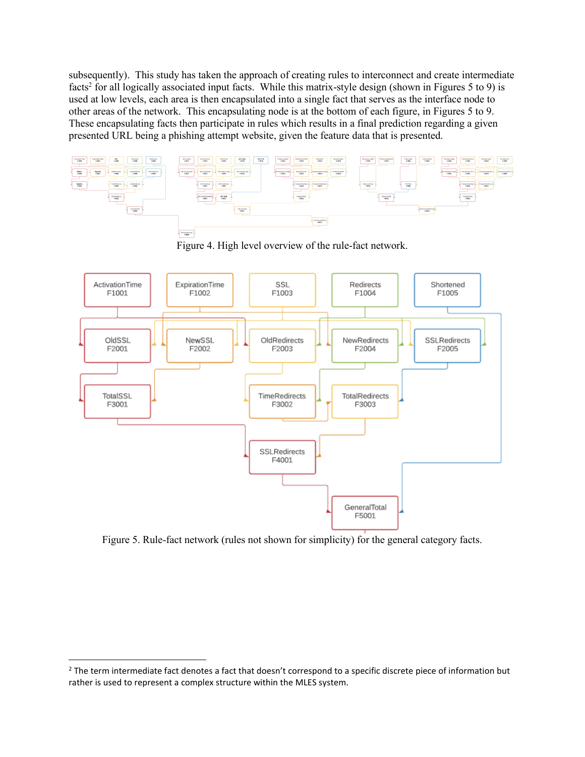subsequently). This study has taken the approach of creating rules to interconnect and create intermediate facts[2] for all logically associated input facts. While this matrix-style design (shown in Figures 5 to 9) is used at low levels, each area is then encapsulated into a single fact that serves as the interface node to other areas of the network. This encapsulating node is at the bottom of each figure, in Figures 5 to 9. These encapsulating facts then participate in rules which results in a final prediction regarding a given presented URL being a phishing attempt website, given the feature data that is presented.

Figure 4. High level overview of the rule-fact network.

Figure 5. Rule-fact network (rules not shown for simplicity) for the general category facts.

[2] The term intermediate fact denotes a fact that doesn't correspond to a specific discrete piece of information but rather is used to represent a complex structure within the MLES system.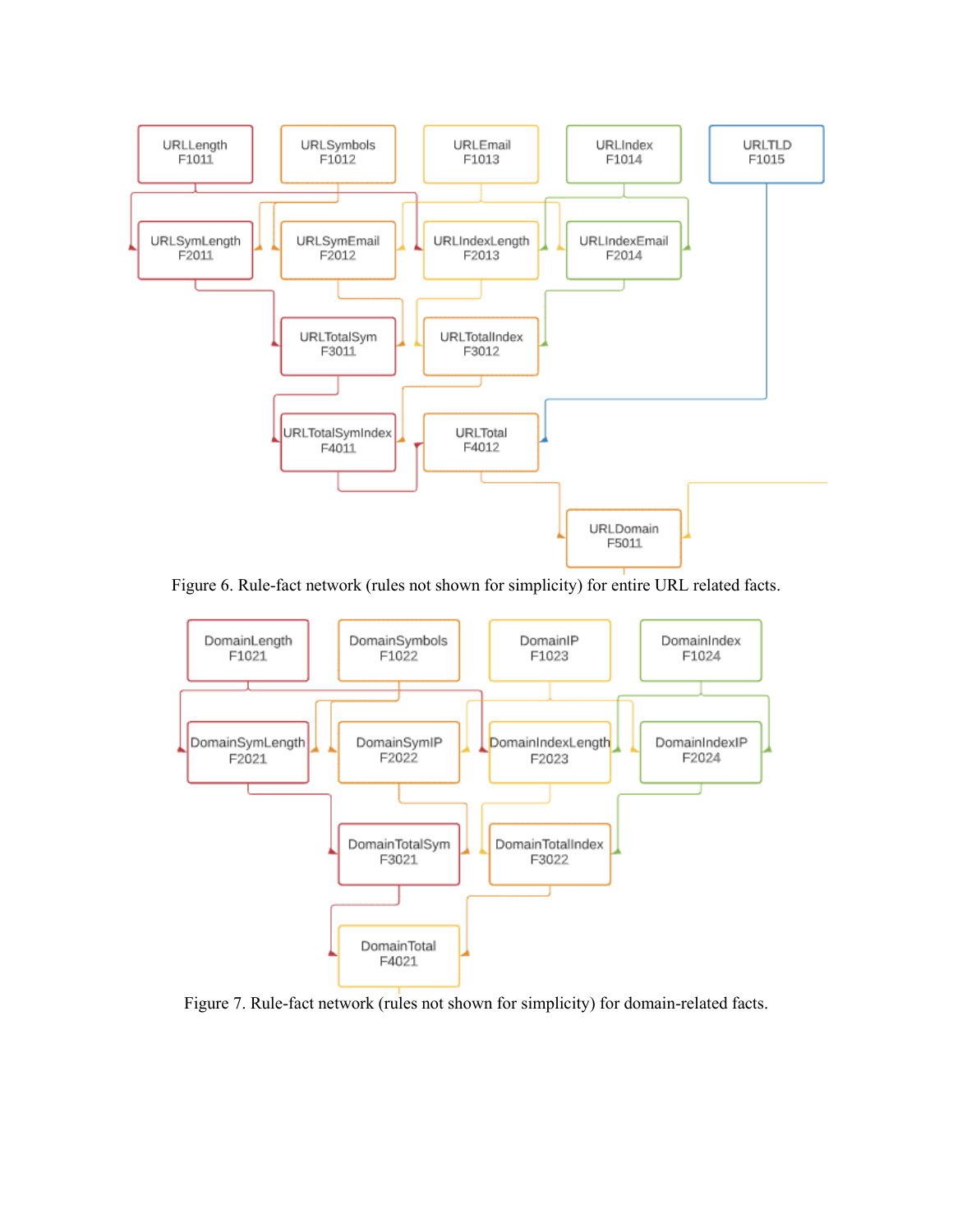URLLength F1011 | URLSymbols F1012 | URLEmail F1013 | URLIndex F1014 | URLTLD F1015

URLSymLength F2011 | URLSymEmail F2012 | URLIndexLength F2013 | URLIndexEmail F2014

URLTotalSym F3011 | URLTotalIndex F3012

URLTotalSymIndex F4011 | URLTotal F4012

URLDomain F5011

Figure 6. Rule-fact network (rules not shown for simplicity) for entire URL related facts.

DomainLength F1021 | DomainSymbols F1022 | DomainIP F1023 | DomainIndex F1024

DomainSymLength F2021 | DomainSymIP F2022 | DomainIndexLength F2023 | DomainIndexIP F2024

DomainTotalSym F3021 | DomainTotalIndex F3022

DomainTotal F4021

Figure 7. Rule-fact network (rules not shown for simplicity) for domain-related facts.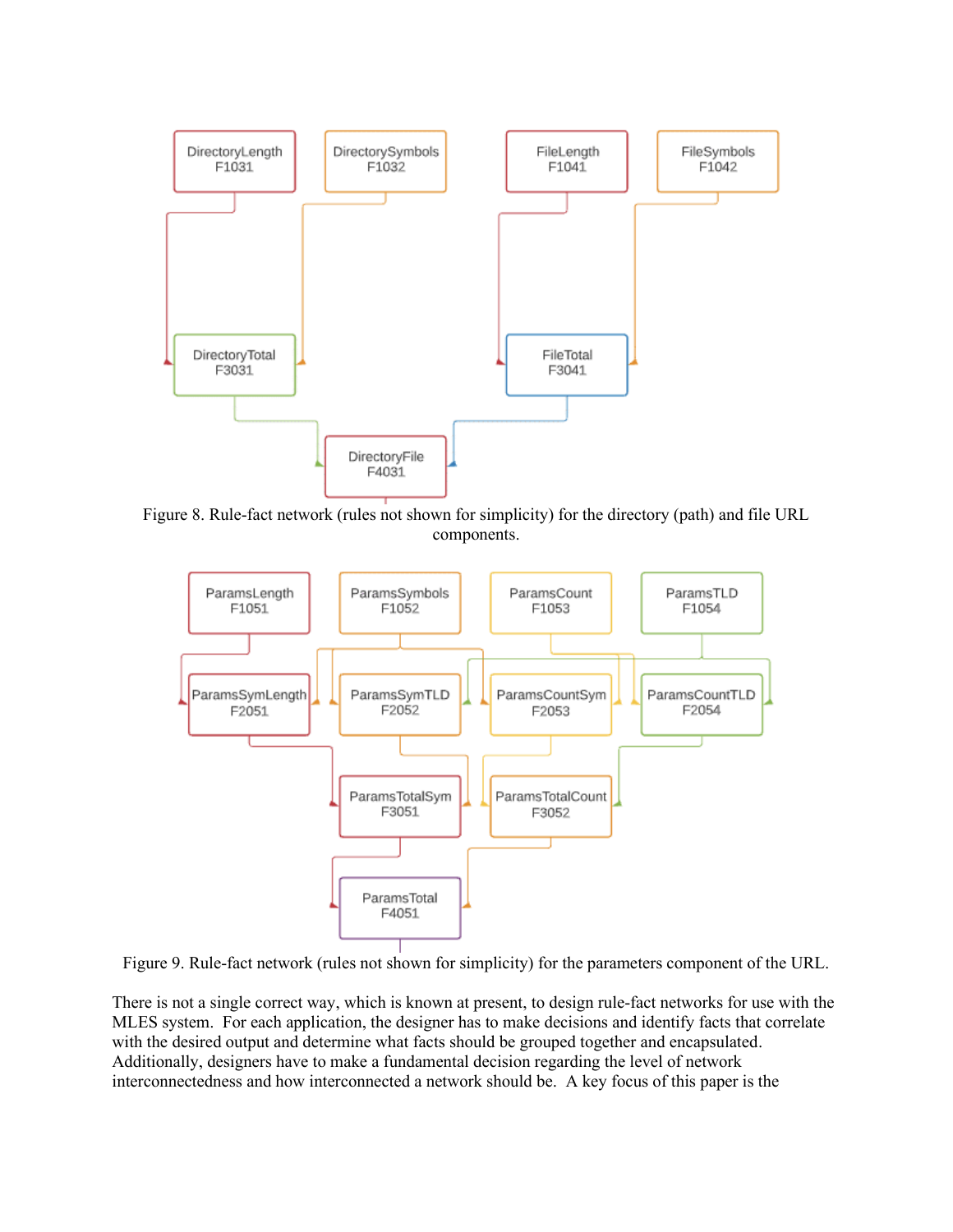Figure 8. Rule-fact network (rules not shown for simplicity) for the directory (path) and file URL components.

Figure 9. Rule-fact network (rules not shown for simplicity) for the parameters component of the URL.

There is not a single correct way, which is known at present, to design rule-fact networks for use with the MLES system. For each application, the designer has to make decisions and identify facts that correlate with the desired output and determine what facts should be grouped together and encapsulated. Additionally, designers have to make a fundamental decision regarding the level of network interconnectedness and how interconnected a network should be. A key focus of this paper is the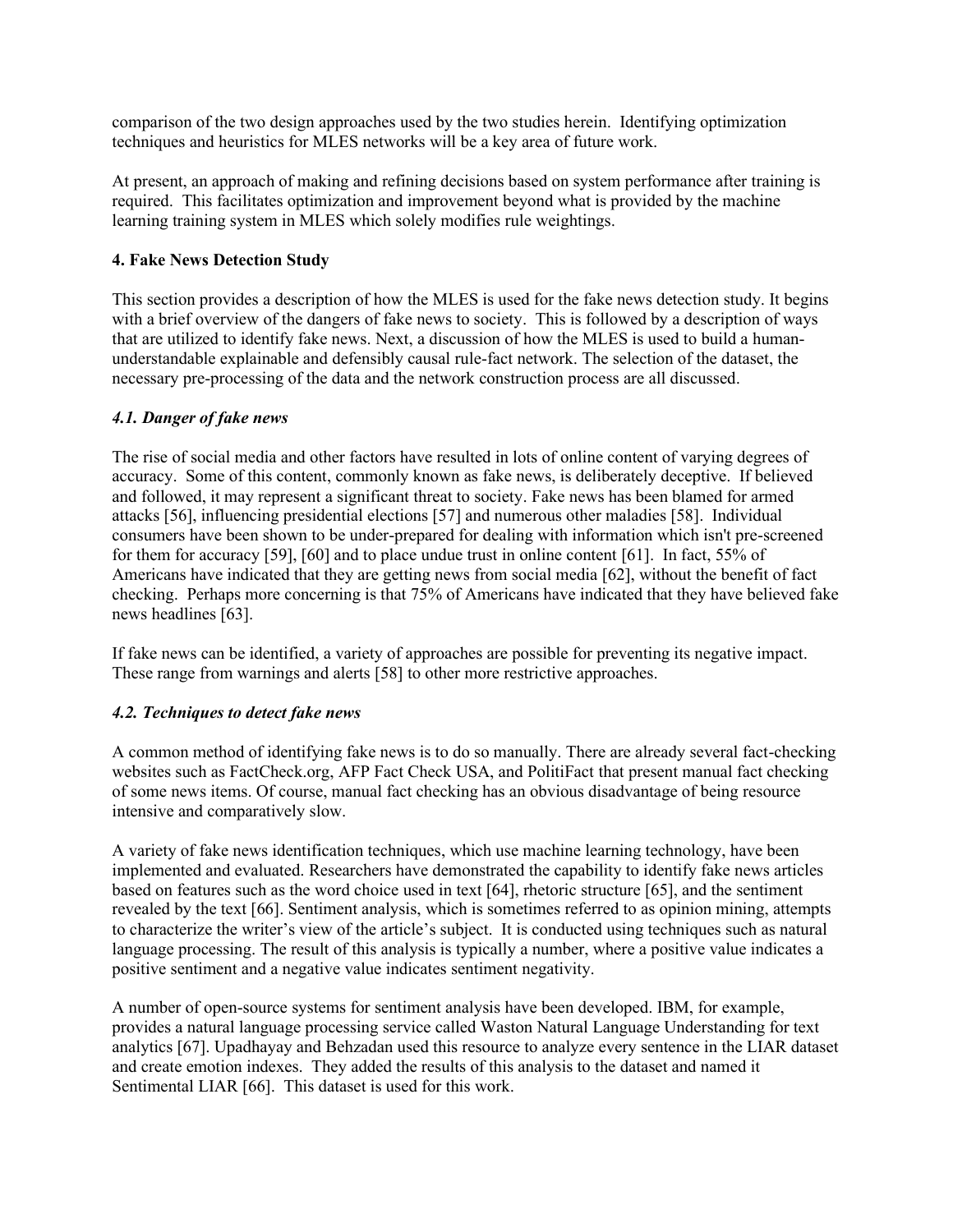comparison of the two design approaches used by the two studies herein. Identifying optimization techniques and heuristics for MLES networks will be a key area of future work.

At present, an approach of making and refining decisions based on system performance after training is required. This facilitates optimization and improvement beyond what is provided by the machine learning training system in MLES which solely modifies rule weightings.

## 4. Fake News Detection Study

This section provides a description of how the MLES is used for the fake news detection study. It begins with a brief overview of the dangers of fake news to society. This is followed by a description of ways that are utilized to identify fake news. Next, a discussion of how the MLES is used to build a human-understandable explainable and defensibly causal rule-fact network. The selection of the dataset, the necessary pre-processing of the data and the network construction process are all discussed.

### *4.1. Danger of fake news*

The rise of social media and other factors have resulted in lots of online content of varying degrees of accuracy. Some of this content, commonly known as fake news, is deliberately deceptive. If believed and followed, it may represent a significant threat to society. Fake news has been blamed for armed attacks [56], influencing presidential elections [57] and numerous other maladies [58]. Individual consumers have been shown to be under-prepared for dealing with information which isn't pre-screened for them for accuracy [59], [60] and to place undue trust in online content [61]. In fact, 55% of Americans have indicated that they are getting news from social media [62], without the benefit of fact checking. Perhaps more concerning is that 75% of Americans have indicated that they have believed fake news headlines [63].

If fake news can be identified, a variety of approaches are possible for preventing its negative impact. These range from warnings and alerts [58] to other more restrictive approaches.

### *4.2. Techniques to detect fake news*

A common method of identifying fake news is to do so manually. There are already several fact-checking websites such as FactCheck.org, AFP Fact Check USA, and PolitiFact that present manual fact checking of some news items. Of course, manual fact checking has an obvious disadvantage of being resource intensive and comparatively slow.

A variety of fake news identification techniques, which use machine learning technology, have been implemented and evaluated. Researchers have demonstrated the capability to identify fake news articles based on features such as the word choice used in text [64], rhetoric structure [65], and the sentiment revealed by the text [66]. Sentiment analysis, which is sometimes referred to as opinion mining, attempts to characterize the writer's view of the article's subject. It is conducted using techniques such as natural language processing. The result of this analysis is typically a number, where a positive value indicates a positive sentiment and a negative value indicates sentiment negativity.

A number of open-source systems for sentiment analysis have been developed. IBM, for example, provides a natural language processing service called Waston Natural Language Understanding for text analytics [67]. Upadhayay and Behzadan used this resource to analyze every sentence in the LIAR dataset and create emotion indexes. They added the results of this analysis to the dataset and named it Sentimental LIAR [66]. This dataset is used for this work.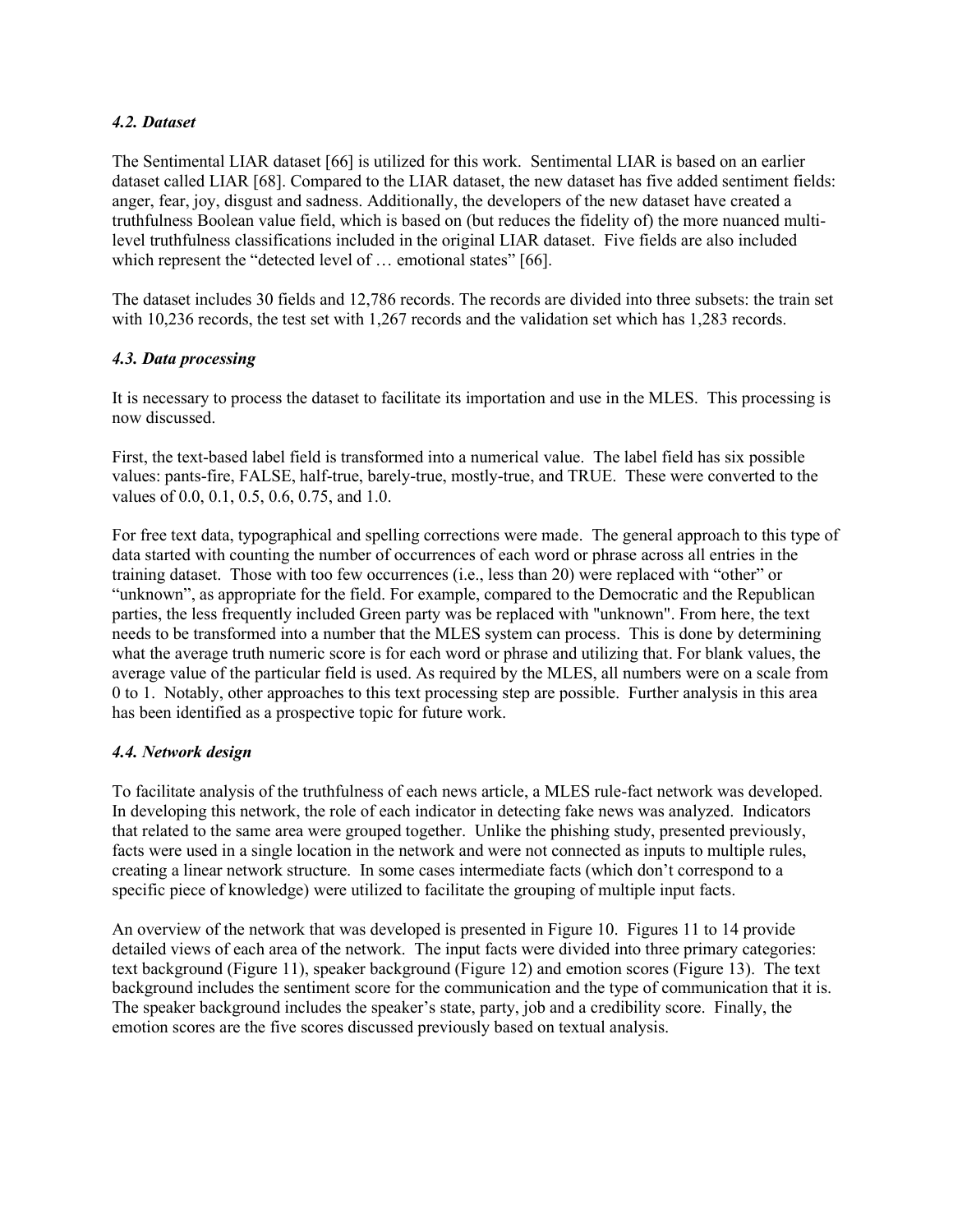### *4.2. Dataset*

The Sentimental LIAR dataset [66] is utilized for this work. Sentimental LIAR is based on an earlier dataset called LIAR [68]. Compared to the LIAR dataset, the new dataset has five added sentiment fields: anger, fear, joy, disgust and sadness. Additionally, the developers of the new dataset have created a truthfulness Boolean value field, which is based on (but reduces the fidelity of) the more nuanced multi-level truthfulness classifications included in the original LIAR dataset. Five fields are also included which represent the "detected level of … emotional states" [66].

The dataset includes 30 fields and 12,786 records. The records are divided into three subsets: the train set with 10,236 records, the test set with 1,267 records and the validation set which has 1,283 records.

### *4.3. Data processing*

It is necessary to process the dataset to facilitate its importation and use in the MLES. This processing is now discussed.

First, the text-based label field is transformed into a numerical value. The label field has six possible values: pants-fire, FALSE, half-true, barely-true, mostly-true, and TRUE. These were converted to the values of 0.0, 0.1, 0.5, 0.6, 0.75, and 1.0.

For free text data, typographical and spelling corrections were made. The general approach to this type of data started with counting the number of occurrences of each word or phrase across all entries in the training dataset. Those with too few occurrences (i.e., less than 20) were replaced with "other" or "unknown", as appropriate for the field. For example, compared to the Democratic and the Republican parties, the less frequently included Green party was be replaced with "unknown". From here, the text needs to be transformed into a number that the MLES system can process. This is done by determining what the average truth numeric score is for each word or phrase and utilizing that. For blank values, the average value of the particular field is used. As required by the MLES, all numbers were on a scale from 0 to 1. Notably, other approaches to this text processing step are possible. Further analysis in this area has been identified as a prospective topic for future work.

### *4.4. Network design*

To facilitate analysis of the truthfulness of each news article, a MLES rule-fact network was developed. In developing this network, the role of each indicator in detecting fake news was analyzed. Indicators that related to the same area were grouped together. Unlike the phishing study, presented previously, facts were used in a single location in the network and were not connected as inputs to multiple rules, creating a linear network structure. In some cases intermediate facts (which don't correspond to a specific piece of knowledge) were utilized to facilitate the grouping of multiple input facts.

An overview of the network that was developed is presented in Figure 10. Figures 11 to 14 provide detailed views of each area of the network. The input facts were divided into three primary categories: text background (Figure 11), speaker background (Figure 12) and emotion scores (Figure 13). The text background includes the sentiment score for the communication and the type of communication that it is. The speaker background includes the speaker's state, party, job and a credibility score. Finally, the emotion scores are the five scores discussed previously based on textual analysis.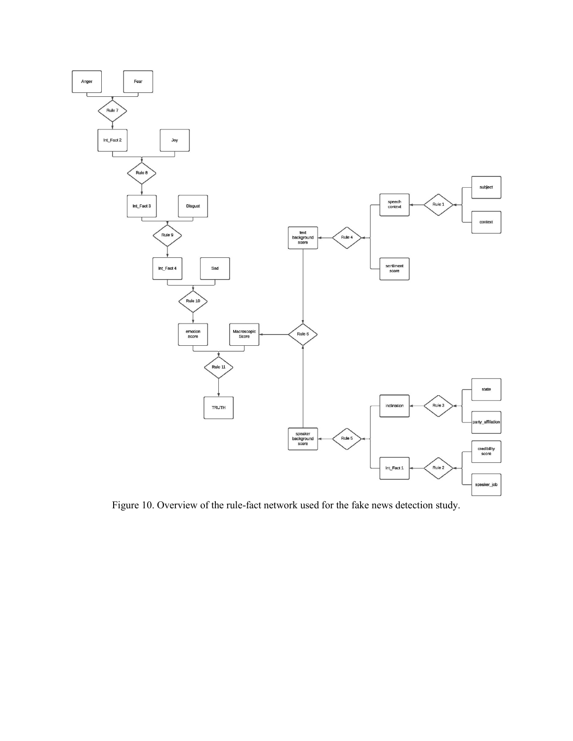Figure 10. Overview of the rule-fact network used for the fake news detection study.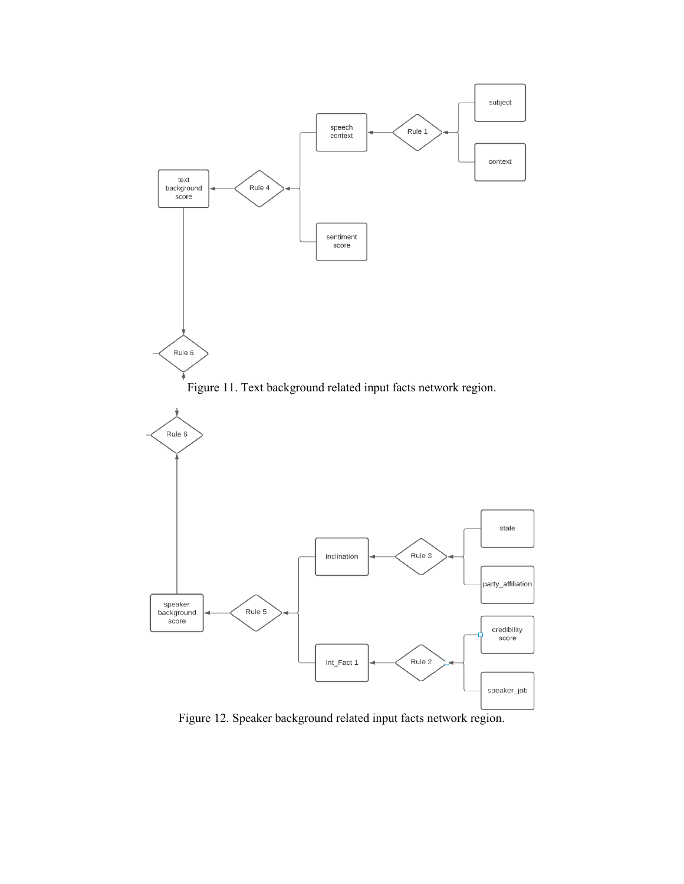Figure 11. Text background related input facts network region.

Figure 12. Speaker background related input facts network region.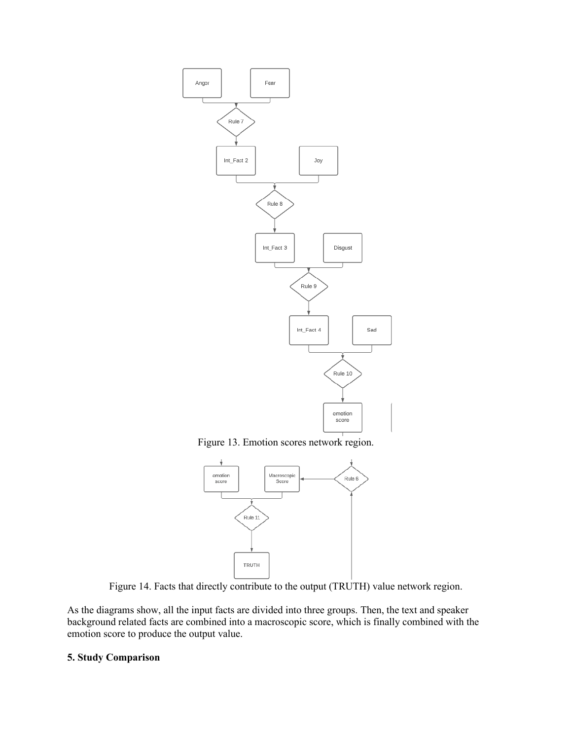Figure 13. Emotion scores network region.

Figure 14. Facts that directly contribute to the output (TRUTH) value network region.

As the diagrams show, all the input facts are divided into three groups. Then, the text and speaker background related facts are combined into a macroscopic score, which is finally combined with the emotion score to produce the output value.

## 5. Study Comparison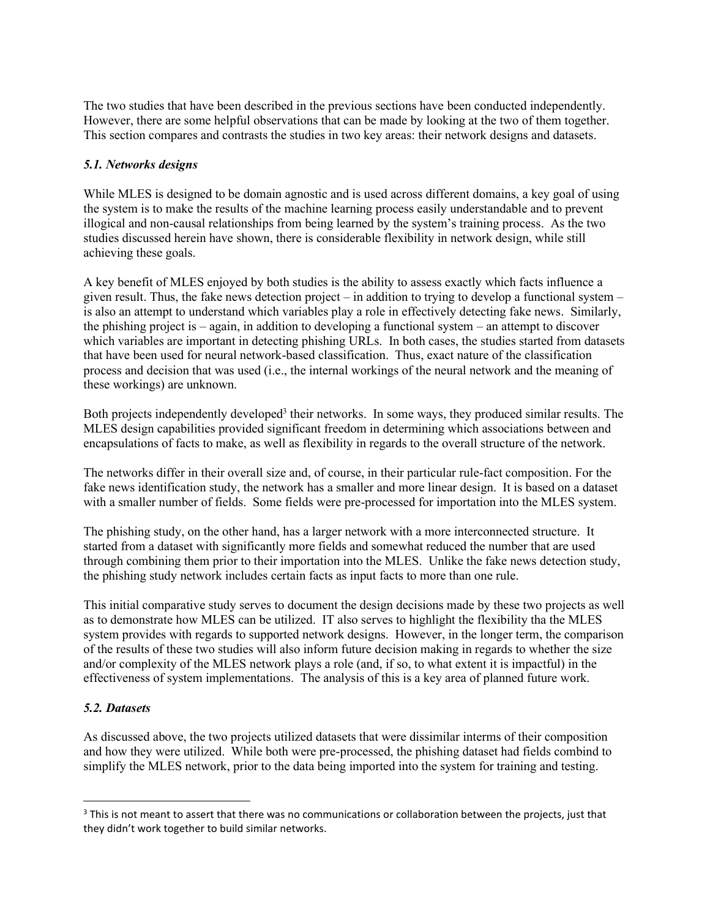The two studies that have been described in the previous sections have been conducted independently. However, there are some helpful observations that can be made by looking at the two of them together. This section compares and contrasts the studies in two key areas: their network designs and datasets.

### *5.1. Networks designs*

While MLES is designed to be domain agnostic and is used across different domains, a key goal of using the system is to make the results of the machine learning process easily understandable and to prevent illogical and non-causal relationships from being learned by the system's training process. As the two studies discussed herein have shown, there is considerable flexibility in network design, while still achieving these goals.

A key benefit of MLES enjoyed by both studies is the ability to assess exactly which facts influence a given result. Thus, the fake news detection project – in addition to trying to develop a functional system – is also an attempt to understand which variables play a role in effectively detecting fake news. Similarly, the phishing project is – again, in addition to developing a functional system – an attempt to discover which variables are important in detecting phishing URLs. In both cases, the studies started from datasets that have been used for neural network-based classification. Thus, exact nature of the classification process and decision that was used (i.e., the internal workings of the neural network and the meaning of these workings) are unknown.

Both projects independently developed[3] their networks. In some ways, they produced similar results. The MLES design capabilities provided significant freedom in determining which associations between and encapsulations of facts to make, as well as flexibility in regards to the overall structure of the network.

The networks differ in their overall size and, of course, in their particular rule-fact composition. For the fake news identification study, the network has a smaller and more linear design. It is based on a dataset with a smaller number of fields. Some fields were pre-processed for importation into the MLES system.

The phishing study, on the other hand, has a larger network with a more interconnected structure. It started from a dataset with significantly more fields and somewhat reduced the number that are used through combining them prior to their importation into the MLES. Unlike the fake news detection study, the phishing study network includes certain facts as input facts to more than one rule.

This initial comparative study serves to document the design decisions made by these two projects as well as to demonstrate how MLES can be utilized. IT also serves to highlight the flexibility tha the MLES system provides with regards to supported network designs. However, in the longer term, the comparison of the results of these two studies will also inform future decision making in regards to whether the size and/or complexity of the MLES network plays a role (and, if so, to what extent it is impactful) in the effectiveness of system implementations. The analysis of this is a key area of planned future work.

### *5.2. Datasets*

As discussed above, the two projects utilized datasets that were dissimilar interms of their composition and how they were utilized. While both were pre-processed, the phishing dataset had fields combind to simplify the MLES network, prior to the data being imported into the system for training and testing.

---

[3] This is not meant to assert that there was no communications or collaboration between the projects, just that they didn't work together to build similar networks.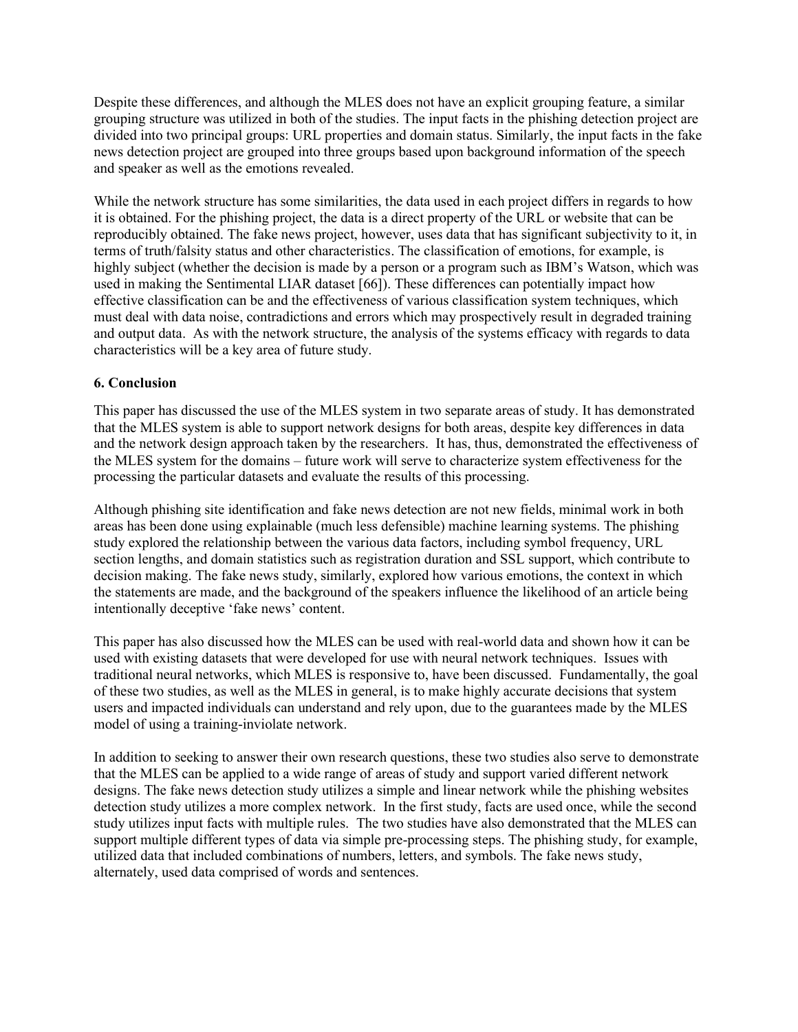Despite these differences, and although the MLES does not have an explicit grouping feature, a similar grouping structure was utilized in both of the studies. The input facts in the phishing detection project are divided into two principal groups: URL properties and domain status. Similarly, the input facts in the fake news detection project are grouped into three groups based upon background information of the speech and speaker as well as the emotions revealed.

While the network structure has some similarities, the data used in each project differs in regards to how it is obtained. For the phishing project, the data is a direct property of the URL or website that can be reproducibly obtained. The fake news project, however, uses data that has significant subjectivity to it, in terms of truth/falsity status and other characteristics. The classification of emotions, for example, is highly subject (whether the decision is made by a person or a program such as IBM's Watson, which was used in making the Sentimental LIAR dataset [66]). These differences can potentially impact how effective classification can be and the effectiveness of various classification system techniques, which must deal with data noise, contradictions and errors which may prospectively result in degraded training and output data. As with the network structure, the analysis of the systems efficacy with regards to data characteristics will be a key area of future study.

## 6. Conclusion

This paper has discussed the use of the MLES system in two separate areas of study. It has demonstrated that the MLES system is able to support network designs for both areas, despite key differences in data and the network design approach taken by the researchers. It has, thus, demonstrated the effectiveness of the MLES system for the domains – future work will serve to characterize system effectiveness for the processing the particular datasets and evaluate the results of this processing.

Although phishing site identification and fake news detection are not new fields, minimal work in both areas has been done using explainable (much less defensible) machine learning systems. The phishing study explored the relationship between the various data factors, including symbol frequency, URL section lengths, and domain statistics such as registration duration and SSL support, which contribute to decision making. The fake news study, similarly, explored how various emotions, the context in which the statements are made, and the background of the speakers influence the likelihood of an article being intentionally deceptive 'fake news' content.

This paper has also discussed how the MLES can be used with real-world data and shown how it can be used with existing datasets that were developed for use with neural network techniques. Issues with traditional neural networks, which MLES is responsive to, have been discussed. Fundamentally, the goal of these two studies, as well as the MLES in general, is to make highly accurate decisions that system users and impacted individuals can understand and rely upon, due to the guarantees made by the MLES model of using a training-inviolate network.

In addition to seeking to answer their own research questions, these two studies also serve to demonstrate that the MLES can be applied to a wide range of areas of study and support varied different network designs. The fake news detection study utilizes a simple and linear network while the phishing websites detection study utilizes a more complex network. In the first study, facts are used once, while the second study utilizes input facts with multiple rules. The two studies have also demonstrated that the MLES can support multiple different types of data via simple pre-processing steps. The phishing study, for example, utilized data that included combinations of numbers, letters, and symbols. The fake news study, alternately, used data comprised of words and sentences.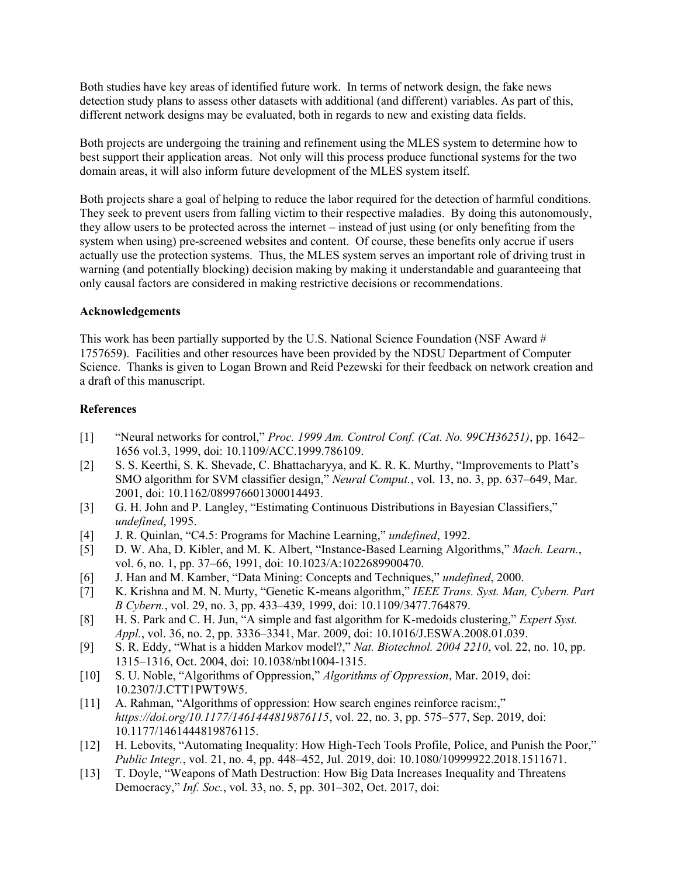Both studies have key areas of identified future work. In terms of network design, the fake news detection study plans to assess other datasets with additional (and different) variables. As part of this, different network designs may be evaluated, both in regards to new and existing data fields.

Both projects are undergoing the training and refinement using the MLES system to determine how to best support their application areas. Not only will this process produce functional systems for the two domain areas, it will also inform future development of the MLES system itself.

Both projects share a goal of helping to reduce the labor required for the detection of harmful conditions. They seek to prevent users from falling victim to their respective maladies. By doing this autonomously, they allow users to be protected across the internet – instead of just using (or only benefiting from the system when using) pre-screened websites and content. Of course, these benefits only accrue if users actually use the protection systems. Thus, the MLES system serves an important role of driving trust in warning (and potentially blocking) decision making by making it understandable and guaranteeing that only causal factors are considered in making restrictive decisions or recommendations.

## Acknowledgements

This work has been partially supported by the U.S. National Science Foundation (NSF Award # 1757659). Facilities and other resources have been provided by the NDSU Department of Computer Science. Thanks is given to Logan Brown and Reid Pezewski for their feedback on network creation and a draft of this manuscript.

## References

[1] "Neural networks for control," *Proc. 1999 Am. Control Conf. (Cat. No. 99CH36251)*, pp. 1642–1656 vol.3, 1999, doi: 10.1109/ACC.1999.786109.

[2] S. S. Keerthi, S. K. Shevade, C. Bhattacharyya, and K. R. K. Murthy, "Improvements to Platt's SMO algorithm for SVM classifier design," *Neural Comput.*, vol. 13, no. 3, pp. 637–649, Mar. 2001, doi: 10.1162/089976601300014493.

[3] G. H. John and P. Langley, "Estimating Continuous Distributions in Bayesian Classifiers," *undefined*, 1995.

[4] J. R. Quinlan, "C4.5: Programs for Machine Learning," *undefined*, 1992.

[5] D. W. Aha, D. Kibler, and M. K. Albert, "Instance-Based Learning Algorithms," *Mach. Learn.*, vol. 6, no. 1, pp. 37–66, 1991, doi: 10.1023/A:1022689900470.

[6] J. Han and M. Kamber, "Data Mining: Concepts and Techniques," *undefined*, 2000.

[7] K. Krishna and M. N. Murty, "Genetic K-means algorithm," *IEEE Trans. Syst. Man, Cybern. Part B Cybern.*, vol. 29, no. 3, pp. 433–439, 1999, doi: 10.1109/3477.764879.

[8] H. S. Park and C. H. Jun, "A simple and fast algorithm for K-medoids clustering," *Expert Syst. Appl.*, vol. 36, no. 2, pp. 3336–3341, Mar. 2009, doi: 10.1016/J.ESWA.2008.01.039.

[9] S. R. Eddy, "What is a hidden Markov model?," *Nat. Biotechnol. 2004 2210*, vol. 22, no. 10, pp. 1315–1316, Oct. 2004, doi: 10.1038/nbt1004-1315.

[10] S. U. Noble, "Algorithms of Oppression," *Algorithms of Oppression*, Mar. 2019, doi: 10.2307/J.CTT1PWT9W5.

[11] A. Rahman, "Algorithms of oppression: How search engines reinforce racism:," *https://doi.org/10.1177/1461444819876115*, vol. 22, no. 3, pp. 575–577, Sep. 2019, doi: 10.1177/1461444819876115.

[12] H. Lebovits, "Automating Inequality: How High-Tech Tools Profile, Police, and Punish the Poor," *Public Integr.*, vol. 21, no. 4, pp. 448–452, Jul. 2019, doi: 10.1080/10999922.2018.1511671.

[13] T. Doyle, "Weapons of Math Destruction: How Big Data Increases Inequality and Threatens Democracy," *Inf. Soc.*, vol. 33, no. 5, pp. 301–302, Oct. 2017, doi: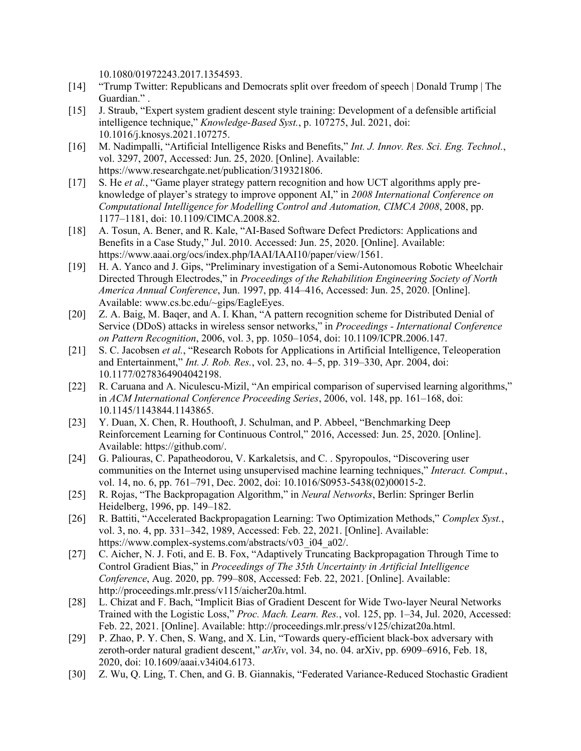10.1080/01972243.2017.1354593.

[14] "Trump Twitter: Republicans and Democrats split over freedom of speech | Donald Trump | The Guardian." .

[15] J. Straub, "Expert system gradient descent style training: Development of a defensible artificial intelligence technique," *Knowledge-Based Syst.*, p. 107275, Jul. 2021, doi: 10.1016/j.knosys.2021.107275.

[16] M. Nadimpalli, "Artificial Intelligence Risks and Benefits," *Int. J. Innov. Res. Sci. Eng. Technol.*, vol. 3297, 2007, Accessed: Jun. 25, 2020. [Online]. Available: https://www.researchgate.net/publication/319321806.

[17] S. He *et al.*, "Game player strategy pattern recognition and how UCT algorithms apply pre-knowledge of player's strategy to improve opponent AI," in *2008 International Conference on Computational Intelligence for Modelling Control and Automation, CIMCA 2008*, 2008, pp. 1177–1181, doi: 10.1109/CIMCA.2008.82.

[18] A. Tosun, A. Bener, and R. Kale, "AI-Based Software Defect Predictors: Applications and Benefits in a Case Study," Jul. 2010. Accessed: Jun. 25, 2020. [Online]. Available: https://www.aaai.org/ocs/index.php/IAAI/IAAI10/paper/view/1561.

[19] H. A. Yanco and J. Gips, "Preliminary investigation of a Semi-Autonomous Robotic Wheelchair Directed Through Electrodes," in *Proceedings of the Rehabilition Engineering Society of North America Annual Conference*, Jun. 1997, pp. 414–416, Accessed: Jun. 25, 2020. [Online]. Available: www.cs.bc.edu/~gips/EagleEyes.

[20] Z. A. Baig, M. Baqer, and A. I. Khan, "A pattern recognition scheme for Distributed Denial of Service (DDoS) attacks in wireless sensor networks," in *Proceedings - International Conference on Pattern Recognition*, 2006, vol. 3, pp. 1050–1054, doi: 10.1109/ICPR.2006.147.

[21] S. C. Jacobsen *et al.*, "Research Robots for Applications in Artificial Intelligence, Teleoperation and Entertainment," *Int. J. Rob. Res.*, vol. 23, no. 4–5, pp. 319–330, Apr. 2004, doi: 10.1177/0278364904042198.

[22] R. Caruana and A. Niculescu-Mizil, "An empirical comparison of supervised learning algorithms," in *ACM International Conference Proceeding Series*, 2006, vol. 148, pp. 161–168, doi: 10.1145/1143844.1143865.

[23] Y. Duan, X. Chen, R. Houthooft, J. Schulman, and P. Abbeel, "Benchmarking Deep Reinforcement Learning for Continuous Control," 2016, Accessed: Jun. 25, 2020. [Online]. Available: https://github.com/.

[24] G. Paliouras, C. Papatheodorou, V. Karkaletsis, and C. . Spyropoulos, "Discovering user communities on the Internet using unsupervised machine learning techniques," *Interact. Comput.*, vol. 14, no. 6, pp. 761–791, Dec. 2002, doi: 10.1016/S0953-5438(02)00015-2.

[25] R. Rojas, "The Backpropagation Algorithm," in *Neural Networks*, Berlin: Springer Berlin Heidelberg, 1996, pp. 149–182.

[26] R. Battiti, "Accelerated Backpropagation Learning: Two Optimization Methods," *Complex Syst.*, vol. 3, no. 4, pp. 331–342, 1989, Accessed: Feb. 22, 2021. [Online]. Available: https://www.complex-systems.com/abstracts/v03_i04_a02/.

[27] C. Aicher, N. J. Foti, and E. B. Fox, "Adaptively Truncating Backpropagation Through Time to Control Gradient Bias," in *Proceedings of The 35th Uncertainty in Artificial Intelligence Conference*, Aug. 2020, pp. 799–808, Accessed: Feb. 22, 2021. [Online]. Available: http://proceedings.mlr.press/v115/aicher20a.html.

[28] L. Chizat and F. Bach, "Implicit Bias of Gradient Descent for Wide Two-layer Neural Networks Trained with the Logistic Loss," *Proc. Mach. Learn. Res.*, vol. 125, pp. 1–34, Jul. 2020, Accessed: Feb. 22, 2021. [Online]. Available: http://proceedings.mlr.press/v125/chizat20a.html.

[29] P. Zhao, P. Y. Chen, S. Wang, and X. Lin, "Towards query-efficient black-box adversary with zeroth-order natural gradient descent," *arXiv*, vol. 34, no. 04. arXiv, pp. 6909–6916, Feb. 18, 2020, doi: 10.1609/aaai.v34i04.6173.

[30] Z. Wu, Q. Ling, T. Chen, and G. B. Giannakis, "Federated Variance-Reduced Stochastic Gradient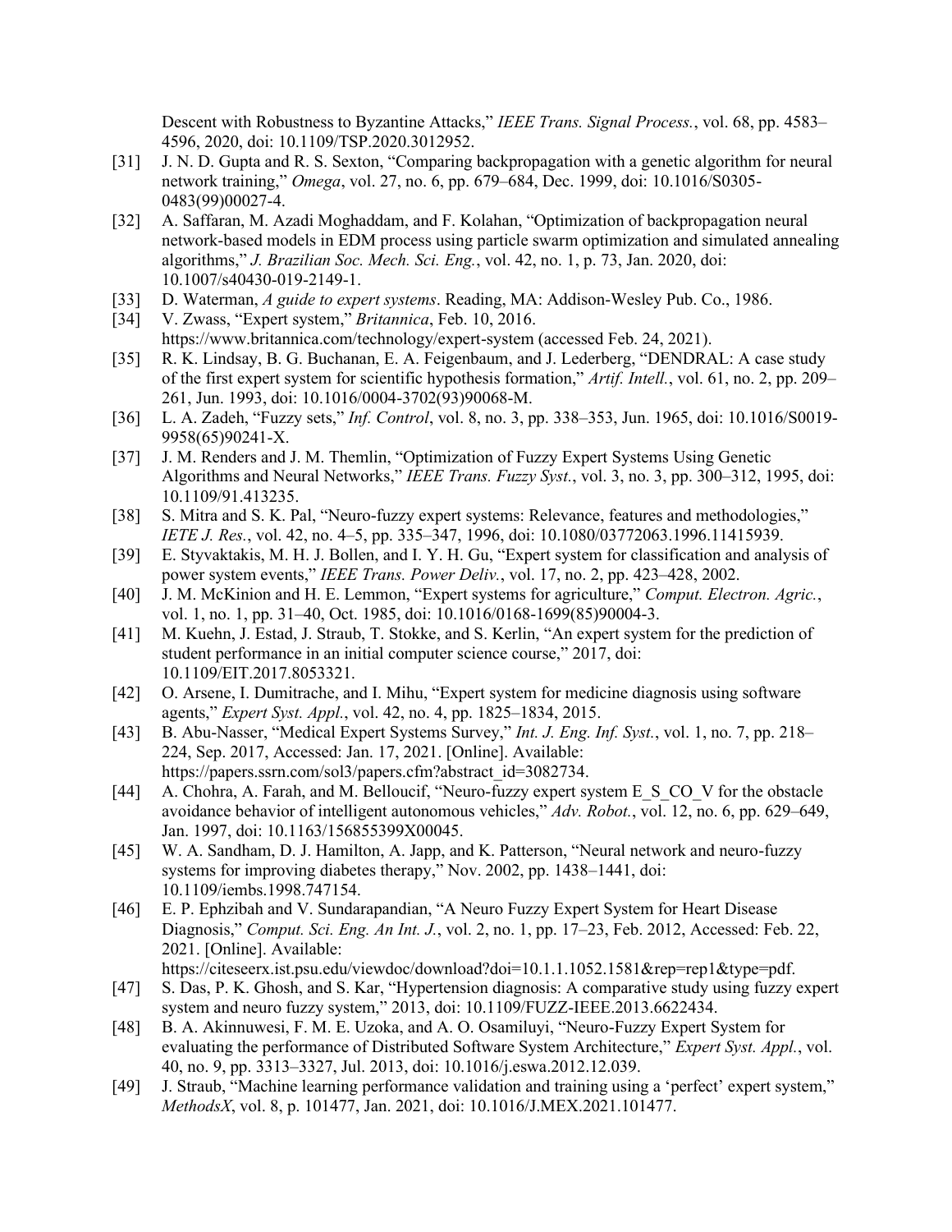Descent with Robustness to Byzantine Attacks," *IEEE Trans. Signal Process.*, vol. 68, pp. 4583–4596, 2020, doi: 10.1109/TSP.2020.3012952.

[31] J. N. D. Gupta and R. S. Sexton, "Comparing backpropagation with a genetic algorithm for neural network training," *Omega*, vol. 27, no. 6, pp. 679–684, Dec. 1999, doi: 10.1016/S0305-0483(99)00027-4.

[32] A. Saffaran, M. Azadi Moghaddam, and F. Kolahan, "Optimization of backpropagation neural network-based models in EDM process using particle swarm optimization and simulated annealing algorithms," *J. Brazilian Soc. Mech. Sci. Eng.*, vol. 42, no. 1, p. 73, Jan. 2020, doi: 10.1007/s40430-019-2149-1.

[33] D. Waterman, *A guide to expert systems*. Reading, MA: Addison-Wesley Pub. Co., 1986.

[34] V. Zwass, "Expert system," *Britannica*, Feb. 10, 2016. https://www.britannica.com/technology/expert-system (accessed Feb. 24, 2021).

[35] R. K. Lindsay, B. G. Buchanan, E. A. Feigenbaum, and J. Lederberg, "DENDRAL: A case study of the first expert system for scientific hypothesis formation," *Artif. Intell.*, vol. 61, no. 2, pp. 209–261, Jun. 1993, doi: 10.1016/0004-3702(93)90068-M.

[36] L. A. Zadeh, "Fuzzy sets," *Inf. Control*, vol. 8, no. 3, pp. 338–353, Jun. 1965, doi: 10.1016/S0019-9958(65)90241-X.

[37] J. M. Renders and J. M. Themlin, "Optimization of Fuzzy Expert Systems Using Genetic Algorithms and Neural Networks," *IEEE Trans. Fuzzy Syst.*, vol. 3, no. 3, pp. 300–312, 1995, doi: 10.1109/91.413235.

[38] S. Mitra and S. K. Pal, "Neuro-fuzzy expert systems: Relevance, features and methodologies," *IETE J. Res.*, vol. 42, no. 4–5, pp. 335–347, 1996, doi: 10.1080/03772063.1996.11415939.

[39] E. Styvaktakis, M. H. J. Bollen, and I. Y. H. Gu, "Expert system for classification and analysis of power system events," *IEEE Trans. Power Deliv.*, vol. 17, no. 2, pp. 423–428, 2002.

[40] J. M. McKinion and H. E. Lemmon, "Expert systems for agriculture," *Comput. Electron. Agric.*, vol. 1, no. 1, pp. 31–40, Oct. 1985, doi: 10.1016/0168-1699(85)90004-3.

[41] M. Kuehn, J. Estad, J. Straub, T. Stokke, and S. Kerlin, "An expert system for the prediction of student performance in an initial computer science course," 2017, doi: 10.1109/EIT.2017.8053321.

[42] O. Arsene, I. Dumitrache, and I. Mihu, "Expert system for medicine diagnosis using software agents," *Expert Syst. Appl.*, vol. 42, no. 4, pp. 1825–1834, 2015.

[43] B. Abu-Nasser, "Medical Expert Systems Survey," *Int. J. Eng. Inf. Syst.*, vol. 1, no. 7, pp. 218–224, Sep. 2017, Accessed: Jan. 17, 2021. [Online]. Available: https://papers.ssrn.com/sol3/papers.cfm?abstract_id=3082734.

[44] A. Chohra, A. Farah, and M. Belloucif, "Neuro-fuzzy expert system E_S_CO_V for the obstacle avoidance behavior of intelligent autonomous vehicles," *Adv. Robot.*, vol. 12, no. 6, pp. 629–649, Jan. 1997, doi: 10.1163/156855399X00045.

[45] W. A. Sandham, D. J. Hamilton, A. Japp, and K. Patterson, "Neural network and neuro-fuzzy systems for improving diabetes therapy," Nov. 2002, pp. 1438–1441, doi: 10.1109/iembs.1998.747154.

[46] E. P. Ephzibah and V. Sundarapandian, "A Neuro Fuzzy Expert System for Heart Disease Diagnosis," *Comput. Sci. Eng. An Int. J.*, vol. 2, no. 1, pp. 17–23, Feb. 2012, Accessed: Feb. 22, 2021. [Online]. Available: https://citeseerx.ist.psu.edu/viewdoc/download?doi=10.1.1.1052.1581&rep=rep1&type=pdf.

[47] S. Das, P. K. Ghosh, and S. Kar, "Hypertension diagnosis: A comparative study using fuzzy expert system and neuro fuzzy system," 2013, doi: 10.1109/FUZZ-IEEE.2013.6622434.

[48] B. A. Akinnuwesi, F. M. E. Uzoka, and A. O. Osamiluyi, "Neuro-Fuzzy Expert System for evaluating the performance of Distributed Software System Architecture," *Expert Syst. Appl.*, vol. 40, no. 9, pp. 3313–3327, Jul. 2013, doi: 10.1016/j.eswa.2012.12.039.

[49] J. Straub, "Machine learning performance validation and training using a 'perfect' expert system," *MethodsX*, vol. 8, p. 101477, Jan. 2021, doi: 10.1016/J.MEX.2021.101477.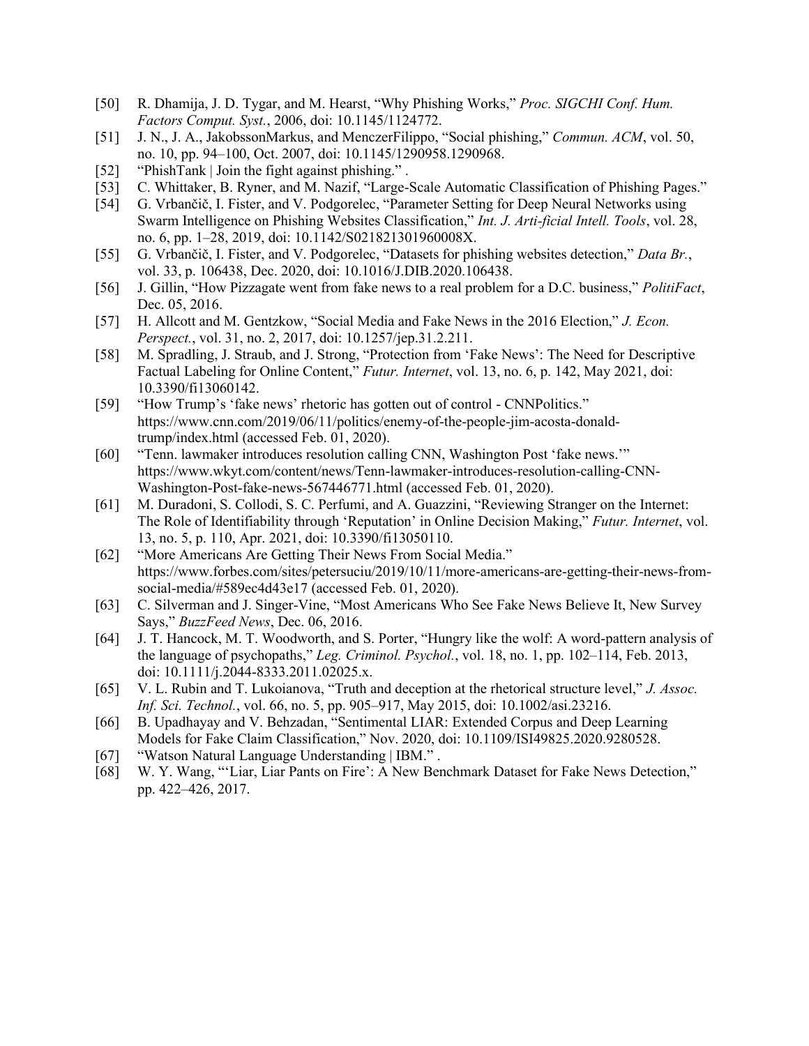[50] R. Dhamija, J. D. Tygar, and M. Hearst, "Why Phishing Works," *Proc. SIGCHI Conf. Hum. Factors Comput. Syst.*, 2006, doi: 10.1145/1124772.

[51] J. N., J. A., JakobssonMarkus, and MenczerFilippo, "Social phishing," *Commun. ACM*, vol. 50, no. 10, pp. 94–100, Oct. 2007, doi: 10.1145/1290958.1290968.

[52] "PhishTank | Join the fight against phishing." .

[53] C. Whittaker, B. Ryner, and M. Nazif, "Large-Scale Automatic Classification of Phishing Pages."

[54] G. Vrbančič, I. Fister, and V. Podgorelec, "Parameter Setting for Deep Neural Networks using Swarm Intelligence on Phishing Websites Classification," *Int. J. Arti-ficial Intell. Tools*, vol. 28, no. 6, pp. 1–28, 2019, doi: 10.1142/S021821301960008X.

[55] G. Vrbančič, I. Fister, and V. Podgorelec, "Datasets for phishing websites detection," *Data Br.*, vol. 33, p. 106438, Dec. 2020, doi: 10.1016/J.DIB.2020.106438.

[56] J. Gillin, "How Pizzagate went from fake news to a real problem for a D.C. business," *PolitiFact*, Dec. 05, 2016.

[57] H. Allcott and M. Gentzkow, "Social Media and Fake News in the 2016 Election," *J. Econ. Perspect.*, vol. 31, no. 2, 2017, doi: 10.1257/jep.31.2.211.

[58] M. Spradling, J. Straub, and J. Strong, "Protection from 'Fake News': The Need for Descriptive Factual Labeling for Online Content," *Futur. Internet*, vol. 13, no. 6, p. 142, May 2021, doi: 10.3390/fi13060142.

[59] "How Trump's 'fake news' rhetoric has gotten out of control - CNNPolitics." https://www.cnn.com/2019/06/11/politics/enemy-of-the-people-jim-acosta-donald-trump/index.html (accessed Feb. 01, 2020).

[60] "Tenn. lawmaker introduces resolution calling CNN, Washington Post 'fake news.'" https://www.wkyt.com/content/news/Tenn-lawmaker-introduces-resolution-calling-CNN-Washington-Post-fake-news-567446771.html (accessed Feb. 01, 2020).

[61] M. Duradoni, S. Collodi, S. C. Perfumi, and A. Guazzini, "Reviewing Stranger on the Internet: The Role of Identifiability through 'Reputation' in Online Decision Making," *Futur. Internet*, vol. 13, no. 5, p. 110, Apr. 2021, doi: 10.3390/fi13050110.

[62] "More Americans Are Getting Their News From Social Media." https://www.forbes.com/sites/petersuciu/2019/10/11/more-americans-are-getting-their-news-from-social-media/#589ec4d43e17 (accessed Feb. 01, 2020).

[63] C. Silverman and J. Singer-Vine, "Most Americans Who See Fake News Believe It, New Survey Says," *BuzzFeed News*, Dec. 06, 2016.

[64] J. T. Hancock, M. T. Woodworth, and S. Porter, "Hungry like the wolf: A word-pattern analysis of the language of psychopaths," *Leg. Criminol. Psychol.*, vol. 18, no. 1, pp. 102–114, Feb. 2013, doi: 10.1111/j.2044-8333.2011.02025.x.

[65] V. L. Rubin and T. Lukoianova, "Truth and deception at the rhetorical structure level," *J. Assoc. Inf. Sci. Technol.*, vol. 66, no. 5, pp. 905–917, May 2015, doi: 10.1002/asi.23216.

[66] B. Upadhayay and V. Behzadan, "Sentimental LIAR: Extended Corpus and Deep Learning Models for Fake Claim Classification," Nov. 2020, doi: 10.1109/ISI49825.2020.9280528.

[67] "Watson Natural Language Understanding | IBM." .

[68] W. Y. Wang, "'Liar, Liar Pants on Fire': A New Benchmark Dataset for Fake News Detection," pp. 422–426, 2017.